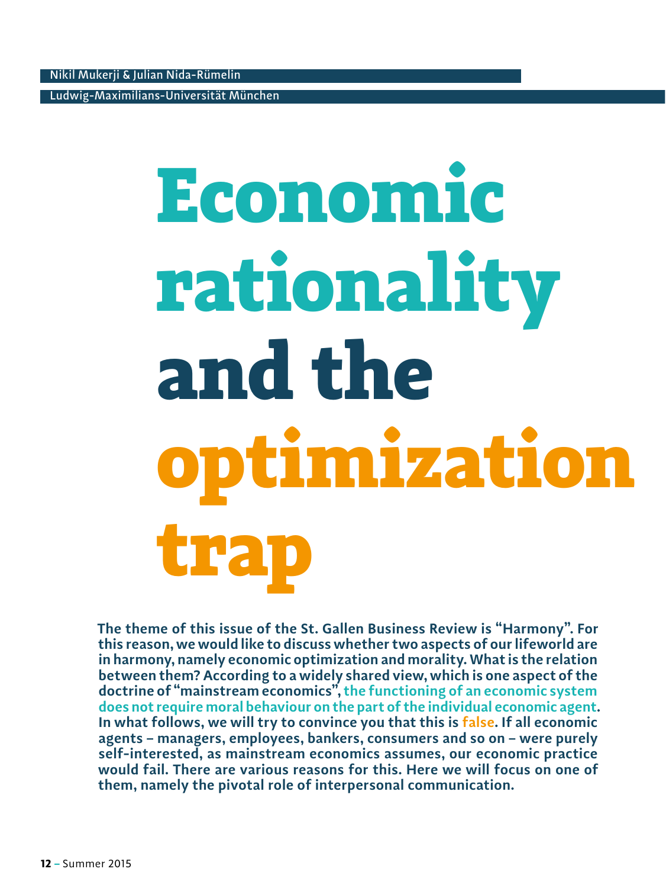Nikil Mukerji & Julian Nida-Rümelin

Ludwig-Maximilians-Universität München

# Economic rationality and the optimization trap

**The theme of this issue of the St. Gallen Business Review is "Harmony". For this reason, we would like to discuss whether two aspects of our lifeworld are in harmony, namely economic optimization and morality. What is the relation between them? According to a widely shared view, which is one aspect of the doctrine of "mainstream economics", the functioning of an economic system does not require moral behaviour on the part of the individual economic agent. In what follows, we will try to convince you that this is false. If all economic agents – managers, employees, bankers, consumers and so on – were purely self-interested, as mainstream economics assumes, our economic practice would fail. There are various reasons for this. Here we will focus on one of them, namely the pivotal role of interpersonal communication.**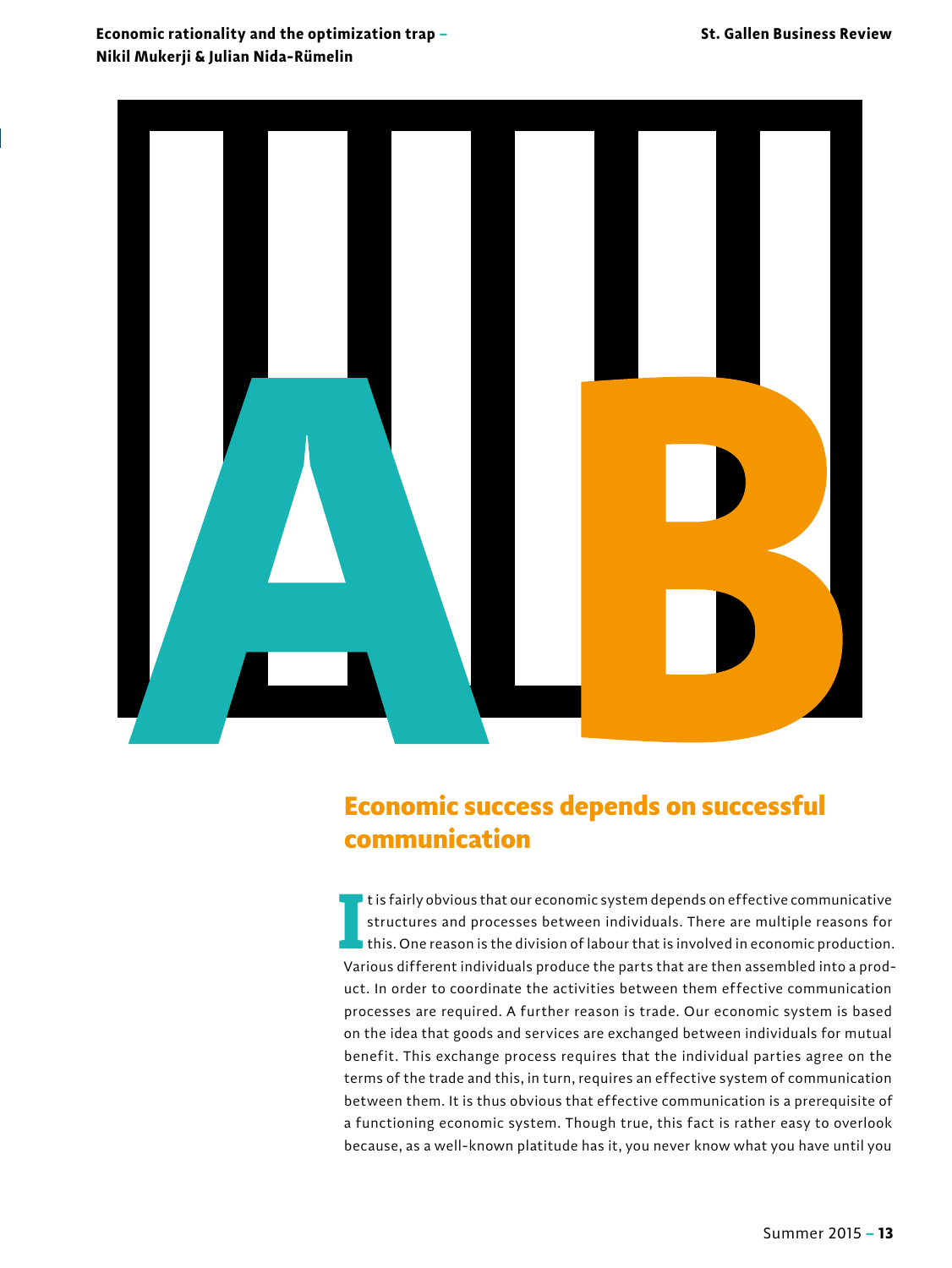## Economic success depends on successful communication

It is fairly obvious that our economic system depends on effective communicative structures and processes between individuals. There are multiple reasons for this. One reason is the division of labour that is involved in economic production. Various different individuals produce the parts that are then assembled into a product. In order to coordinate the activities between them effective communication processes are required. A further reason is trade. Our economic system is based on the idea that goods and services are exchanged between individuals for mutual benefit. This exchange process requires that the individual parties agree on the terms of the trade and this, in turn, requires an effective system of communication between them. It is thus obvious that effective communication is a prerequisite of a functioning economic system. Though true, this fact is rather easy to overlook because, as a well-known platitude has it, you never know what you have until you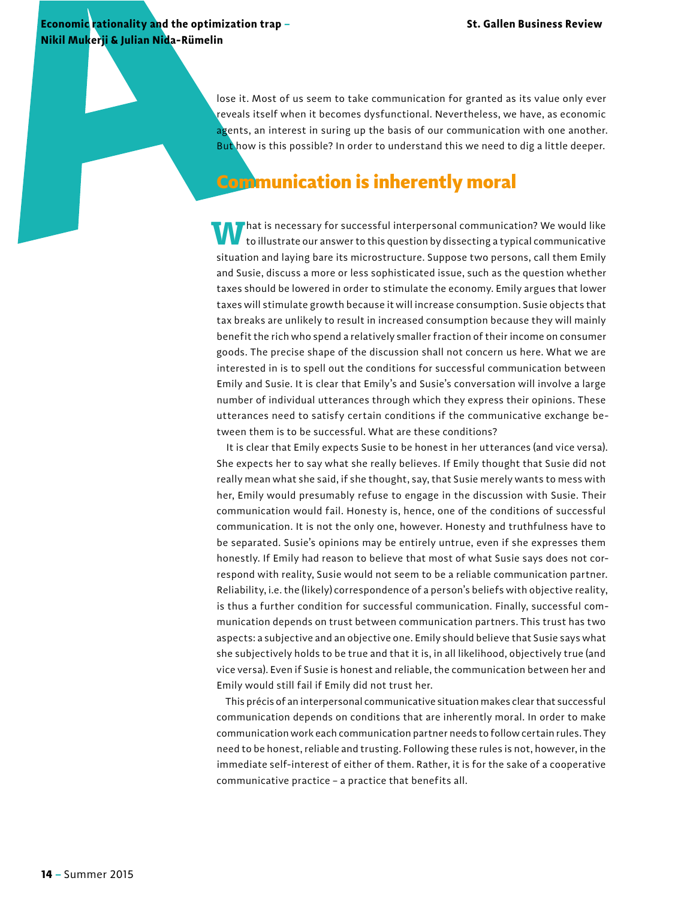lose it. Most of us seem to take communication for granted as its value only ever reveals itself when it becomes dysfunctional. Nevertheless, we have, as economic agents, an interest in suring up the basis of our communication with one another. But how is this possible? In order to understand this we need to dig a little deeper.

## Communication is inherently moral

What is necessary for successful interpersonal communication? We would like to illustrate our answer to this question by dissecting a typical communicative situation and laying bare its microstructure. Suppose two persons, call them Emily and Susie, discuss a more or less sophisticated issue, such as the question whether taxes should be lowered in order to stimulate the economy. Emily argues that lower taxes will stimulate growth because it will increase consumption. Susie objects that tax breaks are unlikely to result in increased consumption because they will mainly benefit the rich who spend a relatively smaller fraction of their income on consumer goods. The precise shape of the discussion shall not concern us here. What we are interested in is to spell out the conditions for successful communication between Emily and Susie. It is clear that Emily's and Susie's conversation will involve a large number of individual utterances through which they express their opinions. These utterances need to satisfy certain conditions if the communicative exchange between them is to be successful. What are these conditions?

It is clear that Emily expects Susie to be honest in her utterances (and vice versa). She expects her to say what she really believes. If Emily thought that Susie did not really mean what she said, if she thought, say, that Susie merely wants to mess with her, Emily would presumably refuse to engage in the discussion with Susie. Their communication would fail. Honesty is, hence, one of the conditions of successful communication. It is not the only one, however. Honesty and truthfulness have to be separated. Susie's opinions may be entirely untrue, even if she expresses them honestly. If Emily had reason to believe that most of what Susie says does not correspond with reality, Susie would not seem to be a reliable communication partner. Reliability, i.e. the (likely) correspondence of a person's beliefs with objective reality, is thus a further condition for successful communication. Finally, successful communication depends on trust between communication partners. This trust has two aspects: a subjective and an objective one. Emily should believe that Susie says what she subjectively holds to be true and that it is, in all likelihood, objectively true (and vice versa). Even if Susie is honest and reliable, the communication between her and Emily would still fail if Emily did not trust her.

This précis of an interpersonal communicative situation makes clear that successful communication depends on conditions that are inherently moral. In order to make communication work each communication partner needs to follow certain rules. They need to be honest, reliable and trusting. Following these rules is not, however, in the immediate self-interest of either of them. Rather, it is for the sake of a cooperative communicative practice – a practice that benefits all.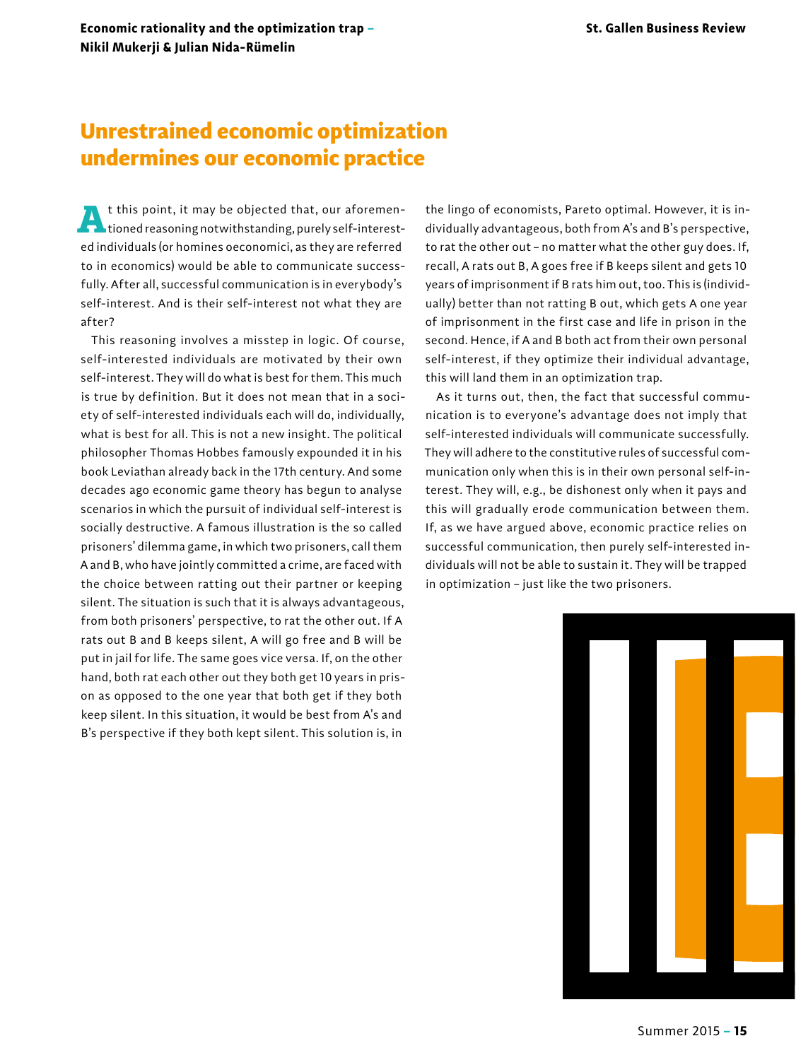## Unrestrained economic optimization undermines our economic practice

At this point, it may be objected that, our aforementioned reasoning notwithstanding, purely self-interested individuals (or homines oeconomici, as they are referred to in economics) would be able to communicate successfully. After all, successful communication is in everybody's self-interest. And is their self-interest not what they are after?

This reasoning involves a misstep in logic. Of course, self-interested individuals are motivated by their own self-interest. They will do what is best for them. This much is true by definition. But it does not mean that in a society of self-interested individuals each will do, individually, what is best for all. This is not a new insight. The political philosopher Thomas Hobbes famously expounded it in his book Leviathan already back in the 17th century. And some decades ago economic game theory has begun to analyse scenarios in which the pursuit of individual self-interest is socially destructive. A famous illustration is the so called prisoners' dilemma game, in which two prisoners, call them A and B, who have jointly committed a crime, are faced with the choice between ratting out their partner or keeping silent. The situation is such that it is always advantageous, from both prisoners' perspective, to rat the other out. If A rats out B and B keeps silent, A will go free and B will be put in jail for life. The same goes vice versa. If, on the other hand, both rat each other out they both get 10 years in prison as opposed to the one year that both get if they both keep silent. In this situation, it would be best from A's and B's perspective if they both kept silent. This solution is, in the lingo of economists, Pareto optimal. However, it is individually advantageous, both from A's and B's perspective, to rat the other out – no matter what the other guy does. If, recall, A rats out B, A goes free if B keeps silent and gets 10 years of imprisonment if B rats him out, too. This is (individually) better than not ratting B out, which gets A one year of imprisonment in the first case and life in prison in the second. Hence, if A and B both act from their own personal self-interest, if they optimize their individual advantage, this will land them in an optimization trap.

As it turns out, then, the fact that successful communication is to everyone's advantage does not imply that self-interested individuals will communicate successfully. They will adhere to the constitutive rules of successful communication only when this is in their own personal self-interest. They will, e.g., be dishonest only when it pays and this will gradually erode communication between them. If, as we have argued above, economic practice relies on successful communication, then purely self-interested individuals will not be able to sustain it. They will be trapped in optimization – just like the two prisoners.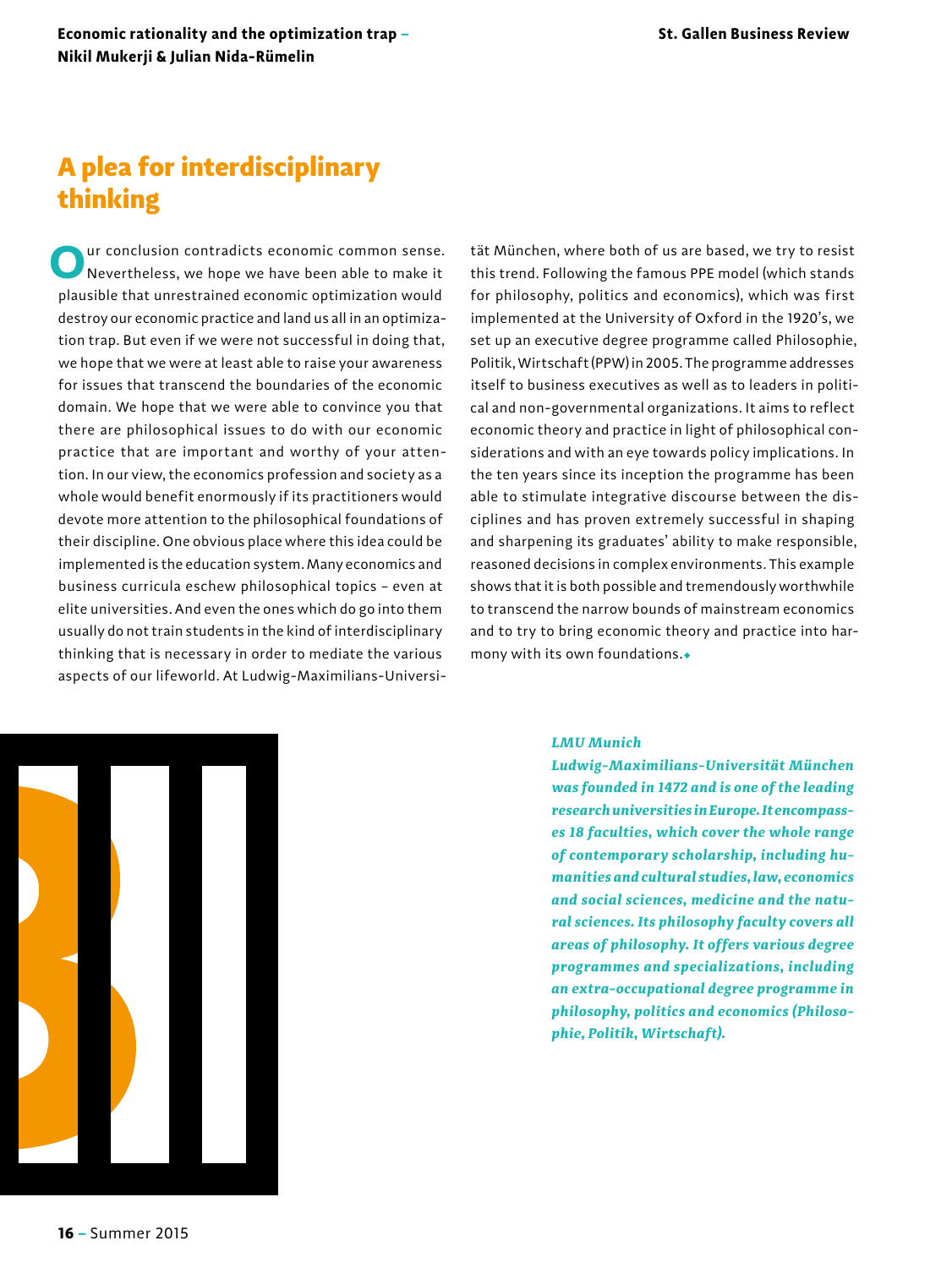## A plea for interdisciplinary thinking

Our conclusion contradicts economic common sense. Nevertheless, we hope we have been able to make it plausible that unrestrained economic optimization would destroy our economic practice and land us all in an optimization trap. But even if we were not successful in doing that, we hope that we were at least able to raise your awareness for issues that transcend the boundaries of the economic domain. We hope that we were able to convince you that there are philosophical issues to do with our economic practice that are important and worthy of your attention. In our view, the economics profession and society as a whole would benefit enormously if its practitioners would devote more attention to the philosophical foundations of their discipline. One obvious place where this idea could be implemented is the education system. Many economics and business curricula eschew philosophical topics – even at elite universities. And even the ones which do go into them usually do not train students in the kind of interdisciplinary thinking that is necessary in order to mediate the various aspects of our lifeworld. At Ludwig-Maximilians-Universität München, where both of us are based, we try to resist this trend. Following the famous PPE model (which stands for philosophy, politics and economics), which was first implemented at the University of Oxford in the 1920's, we set up an executive degree programme called Philosophie, Politik, Wirtschaft (PPW) in 2005. The programme addresses itself to business executives as well as to leaders in political and non-governmental organizations. It aims to reflect economic theory and practice in light of philosophical considerations and with an eye towards policy implications. In the ten years since its inception the programme has been able to stimulate integrative discourse between the disciplines and has proven extremely successful in shaping and sharpening its graduates' ability to make responsible, reasoned decisions in complex environments. This example shows that it is both possible and tremendously worthwhile to transcend the narrow bounds of mainstream economics and to try to bring economic theory and practice into harmony with its own foundations.

***LMU Munich***

***Ludwig-Maximilians-Universität München was founded in 1472 and is one of the leading research universities in Europe. It encompasses 18 faculties, which cover the whole range of contemporary scholarship, including humanities and cultural studies, law, economics and social sciences, medicine and the natural sciences. Its philosophy faculty covers all areas of philosophy. It offers various degree programmes and specializations, including an extra-occupational degree programme in philosophy, politics and economics (Philosophie, Politik, Wirtschaft).***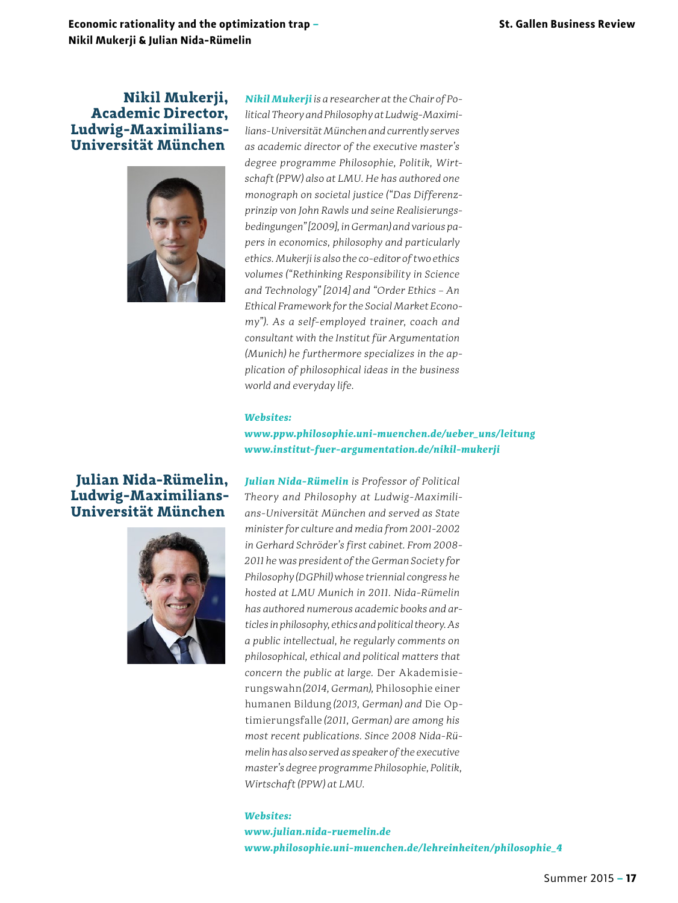## Nikil Mukerji, Academic Director, Ludwig-Maximilians-Universität München

***Nikil Mukerji** is a researcher at the Chair of Political Theory and Philosophy at Ludwig-Maximilians-Universität München and currently serves as academic director of the executive master's degree programme Philosophie, Politik, Wirtschaft (PPW) also at LMU. He has authored one monograph on societal justice ("Das Differenzprinzip von John Rawls und seine Realisierungsbedingungen" [2009], in German) and various papers in economics, philosophy and particularly ethics. Mukerji is also the co-editor of two ethics volumes ("Rethinking Responsibility in Science and Technology" [2014] and "Order Ethics – An Ethical Framework for the Social Market Economy"). As a self-employed trainer, coach and consultant with the Institut für Argumentation (Munich) he furthermore specializes in the application of philosophical ideas in the business world and everyday life.*

***Websites:***
***www.ppw.philosophie.uni-muenchen.de/ueber_uns/leitung***
***www.institut-fuer-argumentation.de/nikil-mukerji***

## Julian Nida-Rümelin, Ludwig-Maximilians-Universität München

***Julian Nida-Rümelin** is Professor of Political Theory and Philosophy at Ludwig-Maximilians-Universität München and served as State minister for culture and media from 2001-2002 in Gerhard Schröder's first cabinet. From 2008-2011 he was president of the German Society for Philosophy (DGPhil) whose triennial congress he hosted at LMU Munich in 2011. Nida-Rümelin has authored numerous academic books and articles in philosophy, ethics and political theory. As a public intellectual, he regularly comments on philosophical, ethical and political matters that concern the public at large.* Der Akademisierungswahn *(2014, German),* Philosophie einer humanen Bildung *(2013, German) and* Die Optimierungsfalle *(2011, German) are among his most recent publications. Since 2008 Nida-Rümelin has also served as speaker of the executive master's degree programme Philosophie, Politik, Wirtschaft (PPW) at LMU.*

***Websites:***
***www.julian.nida-ruemelin.de***
***www.philosophie.uni-muenchen.de/lehreinheiten/philosophie_4***